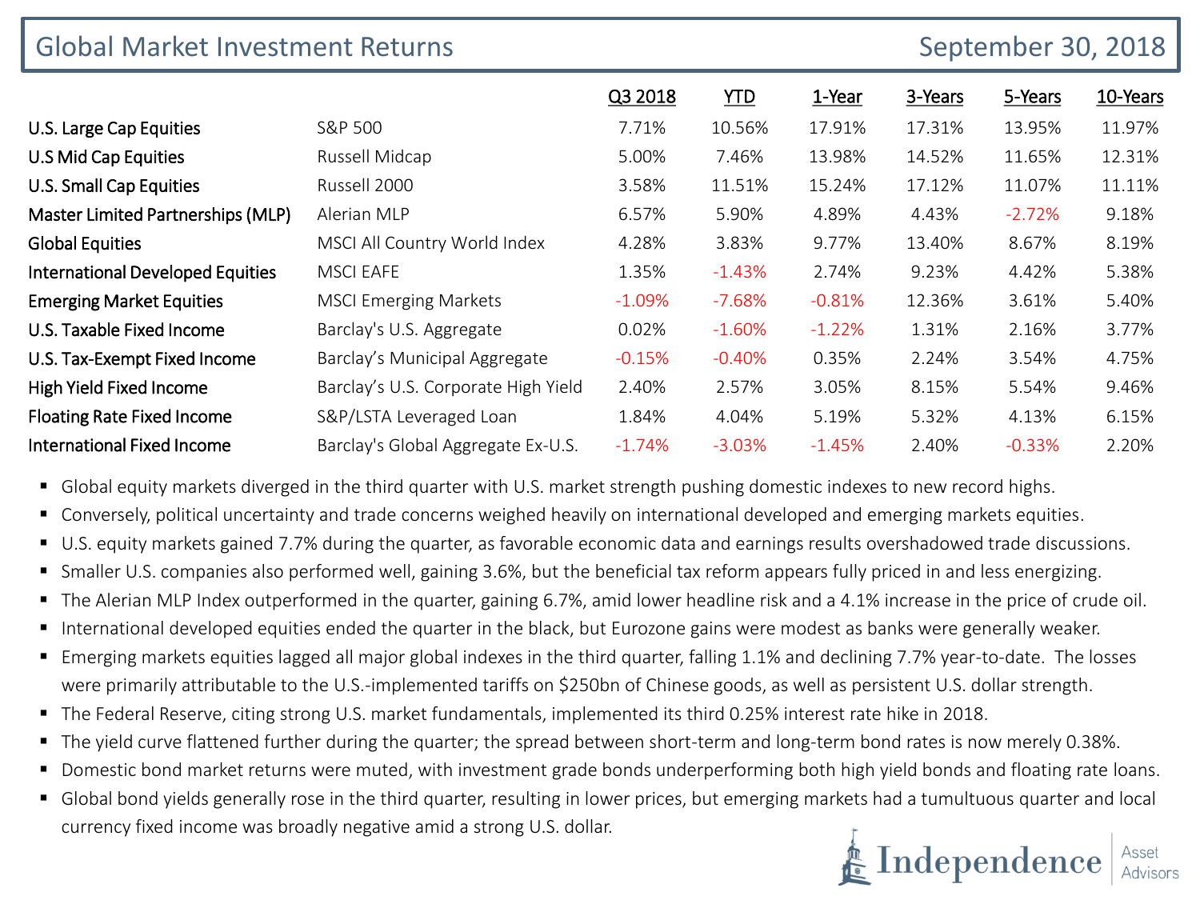# Global Market Investment Returns

September 30, 2018

| | | Q3 2018 | YTD | 1-Year | 3-Years | 5-Years | 10-Years |
|---|---|---|---|---|---|---|---|
| U.S. Large Cap Equities | S&P 500 | 7.71% | 10.56% | 17.91% | 17.31% | 13.95% | 11.97% |
| U.S Mid Cap Equities | Russell Midcap | 5.00% | 7.46% | 13.98% | 14.52% | 11.65% | 12.31% |
| U.S. Small Cap Equities | Russell 2000 | 3.58% | 11.51% | 15.24% | 17.12% | 11.07% | 11.11% |
| Master Limited Partnerships (MLP) | Alerian MLP | 6.57% | 5.90% | 4.89% | 4.43% | -2.72% | 9.18% |
| Global Equities | MSCI All Country World Index | 4.28% | 3.83% | 9.77% | 13.40% | 8.67% | 8.19% |
| International Developed Equities | MSCI EAFE | 1.35% | -1.43% | 2.74% | 9.23% | 4.42% | 5.38% |
| Emerging Market Equities | MSCI Emerging Markets | -1.09% | -7.68% | -0.81% | 12.36% | 3.61% | 5.40% |
| U.S. Taxable Fixed Income | Barclay's U.S. Aggregate | 0.02% | -1.60% | -1.22% | 1.31% | 2.16% | 3.77% |
| U.S. Tax-Exempt Fixed Income | Barclay's Municipal Aggregate | -0.15% | -0.40% | 0.35% | 2.24% | 3.54% | 4.75% |
| High Yield Fixed Income | Barclay's U.S. Corporate High Yield | 2.40% | 2.57% | 3.05% | 8.15% | 5.54% | 9.46% |
| Floating Rate Fixed Income | S&P/LSTA Leveraged Loan | 1.84% | 4.04% | 5.19% | 5.32% | 4.13% | 6.15% |
| International Fixed Income | Barclay's Global Aggregate Ex-U.S. | -1.74% | -3.03% | -1.45% | 2.40% | -0.33% | 2.20% |

- Global equity markets diverged in the third quarter with U.S. market strength pushing domestic indexes to new record highs.
- Conversely, political uncertainty and trade concerns weighed heavily on international developed and emerging markets equities.
- U.S. equity markets gained 7.7% during the quarter, as favorable economic data and earnings results overshadowed trade discussions.
- Smaller U.S. companies also performed well, gaining 3.6%, but the beneficial tax reform appears fully priced in and less energizing.
- The Alerian MLP Index outperformed in the quarter, gaining 6.7%, amid lower headline risk and a 4.1% increase in the price of crude oil.
- International developed equities ended the quarter in the black, but Eurozone gains were modest as banks were generally weaker.
- Emerging markets equities lagged all major global indexes in the third quarter, falling 1.1% and declining 7.7% year-to-date. The losses were primarily attributable to the U.S.-implemented tariffs on $250bn of Chinese goods, as well as persistent U.S. dollar strength.
- The Federal Reserve, citing strong U.S. market fundamentals, implemented its third 0.25% interest rate hike in 2018.
- The yield curve flattened further during the quarter; the spread between short-term and long-term bond rates is now merely 0.38%.
- Domestic bond market returns were muted, with investment grade bonds underperforming both high yield bonds and floating rate loans.
- Global bond yields generally rose in the third quarter, resulting in lower prices, but emerging markets had a tumultuous quarter and local currency fixed income was broadly negative amid a strong U.S. dollar.

Independence | Asset Advisors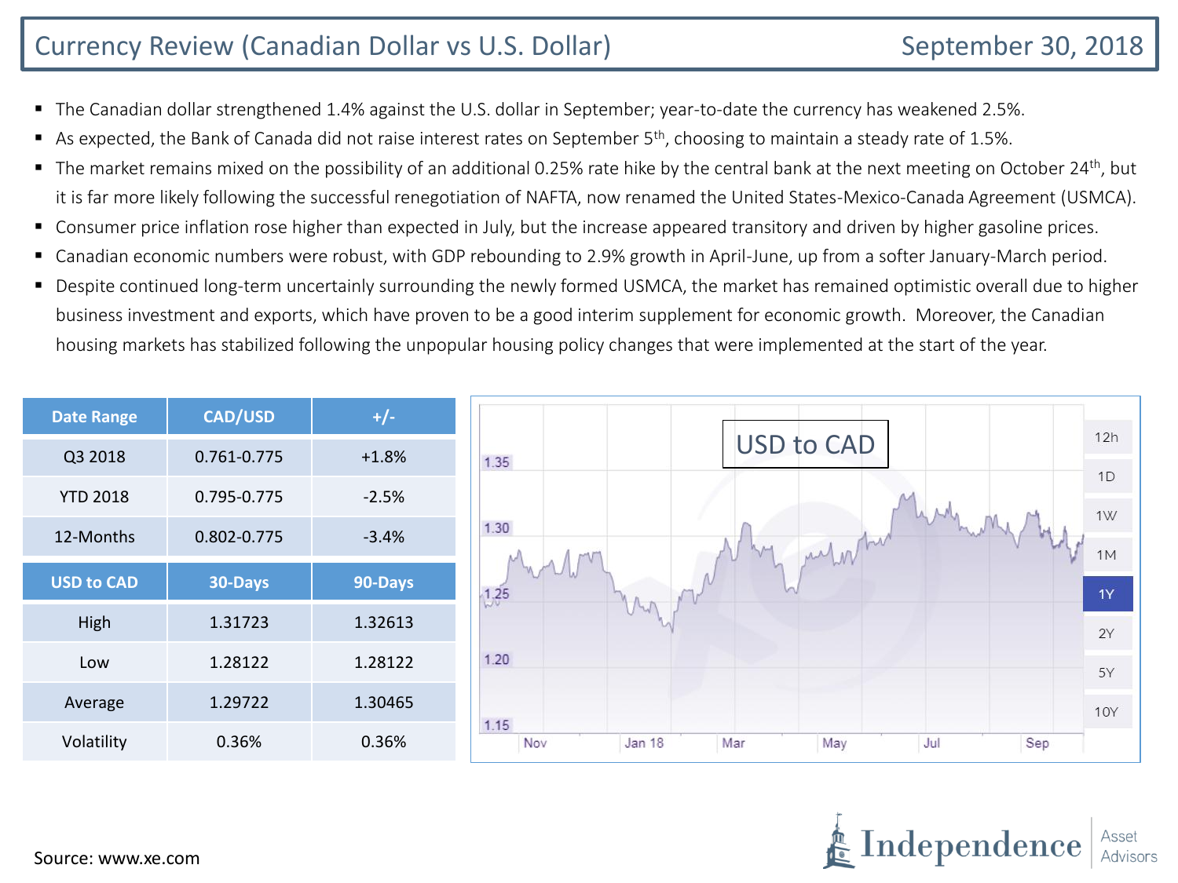# Currency Review (Canadian Dollar vs U.S. Dollar)

September 30, 2018

- The Canadian dollar strengthened 1.4% against the U.S. dollar in September; year-to-date the currency has weakened 2.5%.
- As expected, the Bank of Canada did not raise interest rates on September 5th, choosing to maintain a steady rate of 1.5%.
- The market remains mixed on the possibility of an additional 0.25% rate hike by the central bank at the next meeting on October 24th, but it is far more likely following the successful renegotiation of NAFTA, now renamed the United States-Mexico-Canada Agreement (USMCA).
- Consumer price inflation rose higher than expected in July, but the increase appeared transitory and driven by higher gasoline prices.
- Canadian economic numbers were robust, with GDP rebounding to 2.9% growth in April-June, up from a softer January-March period.
- Despite continued long-term uncertainly surrounding the newly formed USMCA, the market has remained optimistic overall due to higher business investment and exports, which have proven to be a good interim supplement for economic growth. Moreover, the Canadian housing markets has stabilized following the unpopular housing policy changes that were implemented at the start of the year.

| Date Range | CAD/USD | +/- |
|---|---|---|
| Q3 2018 | 0.761-0.775 | +1.8% |
| YTD 2018 | 0.795-0.775 | -2.5% |
| 12-Months | 0.802-0.775 | -3.4% |
| **USD to CAD** | **30-Days** | **90-Days** |
| High | 1.31723 | 1.32613 |
| Low | 1.28122 | 1.28122 |
| Average | 1.29722 | 1.30465 |
| Volatility | 0.36% | 0.36% |

USD to CAD

1.35
1.30
1.25
1.20
1.15

Nov, Jan 18, Mar, May, Jul, Sep

12h, 1D, 1W, 1M, 1Y, 2Y, 5Y, 10Y

Source: www.xe.com

Independence Asset Advisors